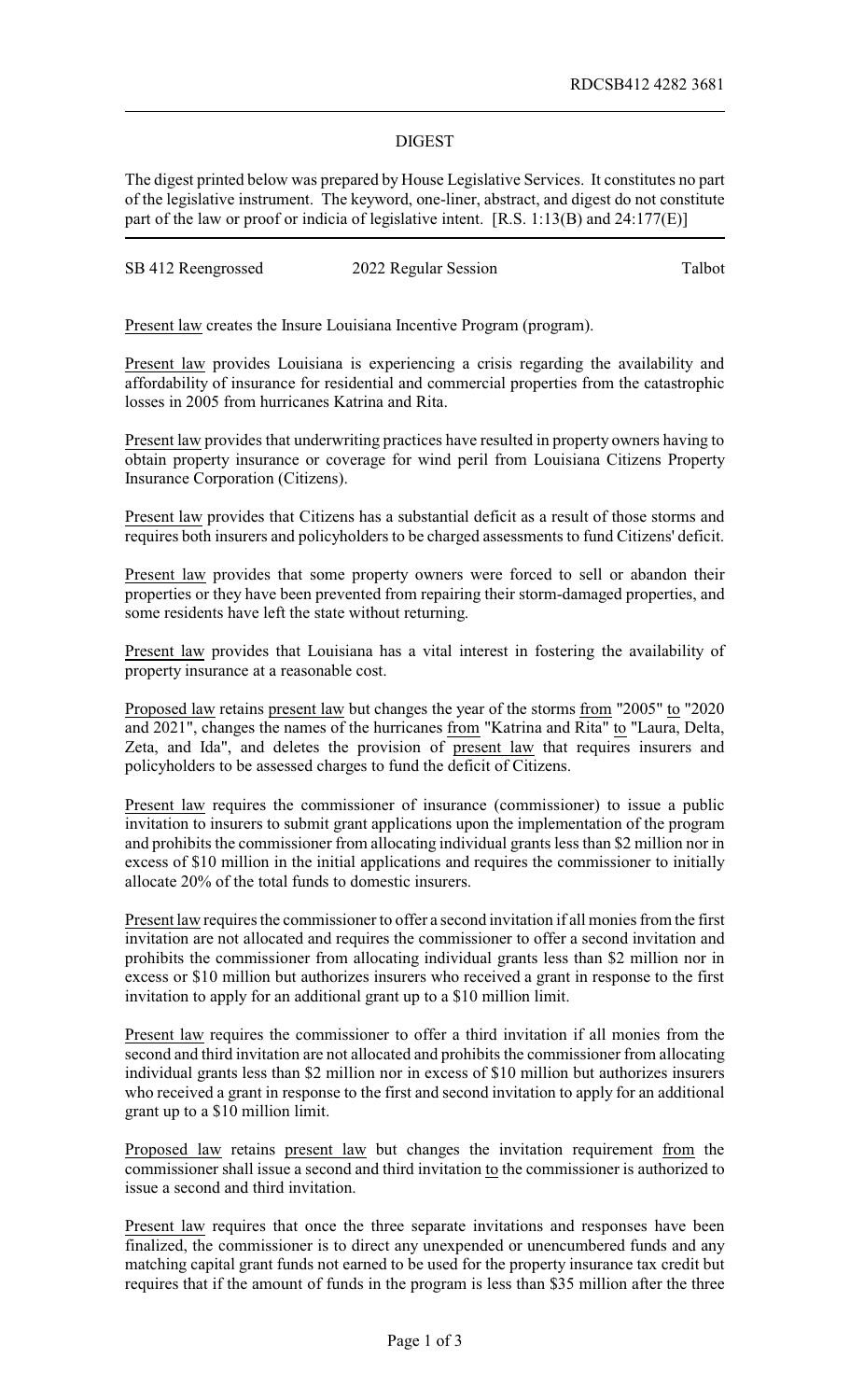RDCSB412 4282 3681

# DIGEST

The digest printed below was prepared by House Legislative Services. It constitutes no part of the legislative instrument. The keyword, one-liner, abstract, and digest do not constitute part of the law or proof or indicia of legislative intent. [R.S. 1:13(B) and 24:177(E)]

SB 412 Reengrossed 2022 Regular Session Talbot

Present law creates the Insure Louisiana Incentive Program (program).

Present law provides Louisiana is experiencing a crisis regarding the availability and affordability of insurance for residential and commercial properties from the catastrophic losses in 2005 from hurricanes Katrina and Rita.

Present law provides that underwriting practices have resulted in property owners having to obtain property insurance or coverage for wind peril from Louisiana Citizens Property Insurance Corporation (Citizens).

Present law provides that Citizens has a substantial deficit as a result of those storms and requires both insurers and policyholders to be charged assessments to fund Citizens' deficit.

Present law provides that some property owners were forced to sell or abandon their properties or they have been prevented from repairing their storm-damaged properties, and some residents have left the state without returning.

Present law provides that Louisiana has a vital interest in fostering the availability of property insurance at a reasonable cost.

Proposed law retains present law but changes the year of the storms from "2005" to "2020 and 2021", changes the names of the hurricanes from "Katrina and Rita" to "Laura, Delta, Zeta, and Ida", and deletes the provision of present law that requires insurers and policyholders to be assessed charges to fund the deficit of Citizens.

Present law requires the commissioner of insurance (commissioner) to issue a public invitation to insurers to submit grant applications upon the implementation of the program and prohibits the commissioner from allocating individual grants less than $2 million nor in excess of $10 million in the initial applications and requires the commissioner to initially allocate 20% of the total funds to domestic insurers.

Present law requires the commissioner to offer a second invitation if all monies from the first invitation are not allocated and requires the commissioner to offer a second invitation and prohibits the commissioner from allocating individual grants less than $2 million nor in excess or $10 million but authorizes insurers who received a grant in response to the first invitation to apply for an additional grant up to a $10 million limit.

Present law requires the commissioner to offer a third invitation if all monies from the second and third invitation are not allocated and prohibits the commissioner from allocating individual grants less than $2 million nor in excess of $10 million but authorizes insurers who received a grant in response to the first and second invitation to apply for an additional grant up to a $10 million limit.

Proposed law retains present law but changes the invitation requirement from the commissioner shall issue a second and third invitation to the commissioner is authorized to issue a second and third invitation.

Present law requires that once the three separate invitations and responses have been finalized, the commissioner is to direct any unexpended or unencumbered funds and any matching capital grant funds not earned to be used for the property insurance tax credit but requires that if the amount of funds in the program is less than $35 million after the three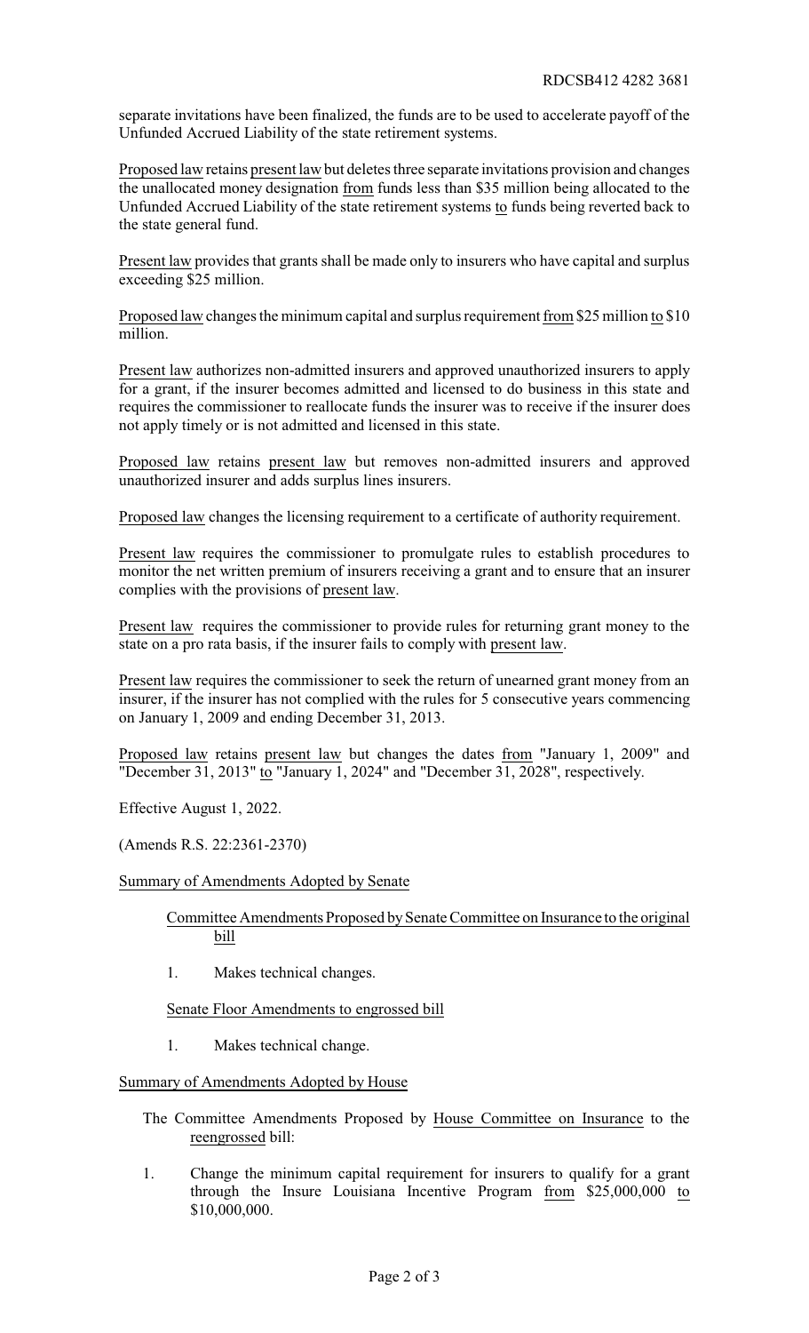separate invitations have been finalized, the funds are to be used to accelerate payoff of the Unfunded Accrued Liability of the state retirement systems.

Proposed law retains present law but deletes three separate invitations provision and changes the unallocated money designation from funds less than $35 million being allocated to the Unfunded Accrued Liability of the state retirement systems to funds being reverted back to the state general fund.

Present law provides that grants shall be made only to insurers who have capital and surplus exceeding $25 million.

Proposed law changes the minimum capital and surplus requirement from $25 million to $10 million.

Present law authorizes non-admitted insurers and approved unauthorized insurers to apply for a grant, if the insurer becomes admitted and licensed to do business in this state and requires the commissioner to reallocate funds the insurer was to receive if the insurer does not apply timely or is not admitted and licensed in this state.

Proposed law retains present law but removes non-admitted insurers and approved unauthorized insurer and adds surplus lines insurers.

Proposed law changes the licensing requirement to a certificate of authority requirement.

Present law requires the commissioner to promulgate rules to establish procedures to monitor the net written premium of insurers receiving a grant and to ensure that an insurer complies with the provisions of present law.

Present law requires the commissioner to provide rules for returning grant money to the state on a pro rata basis, if the insurer fails to comply with present law.

Present law requires the commissioner to seek the return of unearned grant money from an insurer, if the insurer has not complied with the rules for 5 consecutive years commencing on January 1, 2009 and ending December 31, 2013.

Proposed law retains present law but changes the dates from "January 1, 2009" and "December 31, 2013" to "January 1, 2024" and "December 31, 2028", respectively.

Effective August 1, 2022.

(Amends R.S. 22:2361-2370)

Summary of Amendments Adopted by Senate

Committee Amendments Proposed by Senate Committee on Insurance to the original bill

1. Makes technical changes.

Senate Floor Amendments to engrossed bill

1. Makes technical change.

Summary of Amendments Adopted by House

The Committee Amendments Proposed by House Committee on Insurance to the reengrossed bill:

1. Change the minimum capital requirement for insurers to qualify for a grant through the Insure Louisiana Incentive Program from $25,000,000 to $10,000,000.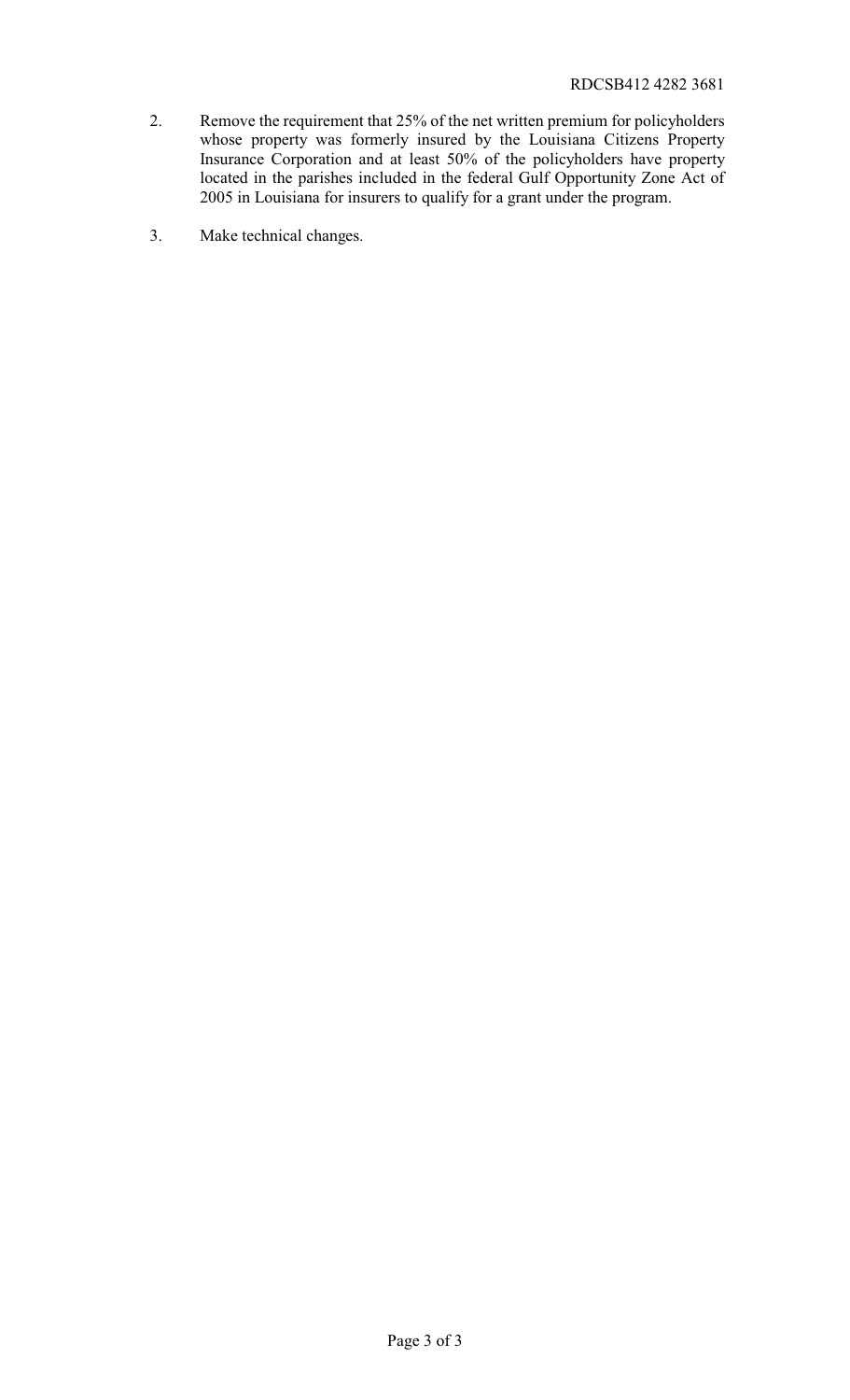2. Remove the requirement that 25% of the net written premium for policyholders whose property was formerly insured by the Louisiana Citizens Property Insurance Corporation and at least 50% of the policyholders have property located in the parishes included in the federal Gulf Opportunity Zone Act of 2005 in Louisiana for insurers to qualify for a grant under the program.

3. Make technical changes.